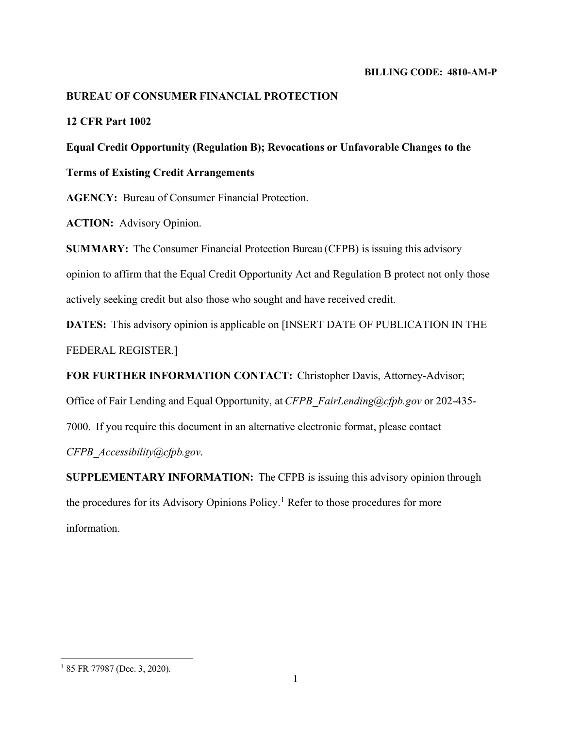**BILLING CODE: 4810-AM-P**

**BUREAU OF CONSUMER FINANCIAL PROTECTION**

**12 CFR Part 1002**

**Equal Credit Opportunity (Regulation B); Revocations or Unfavorable Changes to the Terms of Existing Credit Arrangements**

**AGENCY:** Bureau of Consumer Financial Protection.

**ACTION:** Advisory Opinion.

**SUMMARY:** The Consumer Financial Protection Bureau (CFPB) is issuing this advisory opinion to affirm that the Equal Credit Opportunity Act and Regulation B protect not only those actively seeking credit but also those who sought and have received credit.

**DATES:** This advisory opinion is applicable on [INSERT DATE OF PUBLICATION IN THE FEDERAL REGISTER.]

**FOR FURTHER INFORMATION CONTACT:** Christopher Davis, Attorney-Advisor; Office of Fair Lending and Equal Opportunity, at *CFPB_FairLending@cfpb.gov* or 202-435-7000. If you require this document in an alternative electronic format, please contact *CFPB_Accessibility@cfpb.gov*.

**SUPPLEMENTARY INFORMATION:** The CFPB is issuing this advisory opinion through the procedures for its Advisory Opinions Policy.[1] Refer to those procedures for more information.

[1] 85 FR 77987 (Dec. 3, 2020).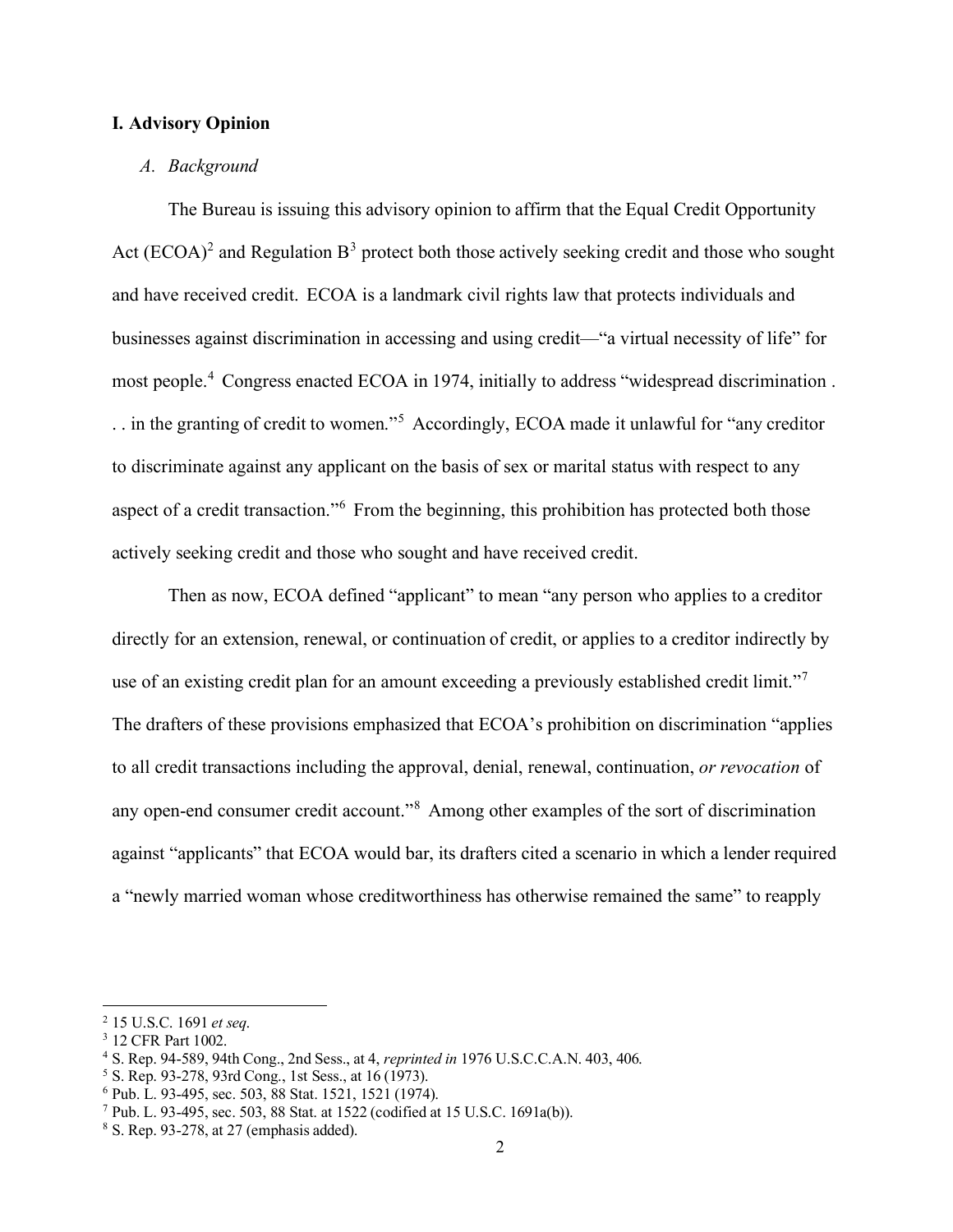## I. Advisory Opinion

### *A. Background*

The Bureau is issuing this advisory opinion to affirm that the Equal Credit Opportunity Act (ECOA)[2] and Regulation B[3] protect both those actively seeking credit and those who sought and have received credit. ECOA is a landmark civil rights law that protects individuals and businesses against discrimination in accessing and using credit—"a virtual necessity of life" for most people.[4] Congress enacted ECOA in 1974, initially to address "widespread discrimination . . . in the granting of credit to women."[5] Accordingly, ECOA made it unlawful for "any creditor to discriminate against any applicant on the basis of sex or marital status with respect to any aspect of a credit transaction."[6] From the beginning, this prohibition has protected both those actively seeking credit and those who sought and have received credit.

Then as now, ECOA defined "applicant" to mean "any person who applies to a creditor directly for an extension, renewal, or continuation of credit, or applies to a creditor indirectly by use of an existing credit plan for an amount exceeding a previously established credit limit."[7] The drafters of these provisions emphasized that ECOA's prohibition on discrimination "applies to all credit transactions including the approval, denial, renewal, continuation, *or revocation* of any open-end consumer credit account."[8] Among other examples of the sort of discrimination against "applicants" that ECOA would bar, its drafters cited a scenario in which a lender required a "newly married woman whose creditworthiness has otherwise remained the same" to reapply

---

[2] 15 U.S.C. 1691 *et seq*.

[3] 12 CFR Part 1002.

[4] S. Rep. 94-589, 94th Cong., 2nd Sess., at 4, *reprinted in* 1976 U.S.C.C.A.N. 403, 406.

[5] S. Rep. 93-278, 93rd Cong., 1st Sess., at 16 (1973).

[6] Pub. L. 93-495, sec. 503, 88 Stat. 1521, 1521 (1974).

[7] Pub. L. 93-495, sec. 503, 88 Stat. at 1522 (codified at 15 U.S.C. 1691a(b)).

[8] S. Rep. 93-278, at 27 (emphasis added).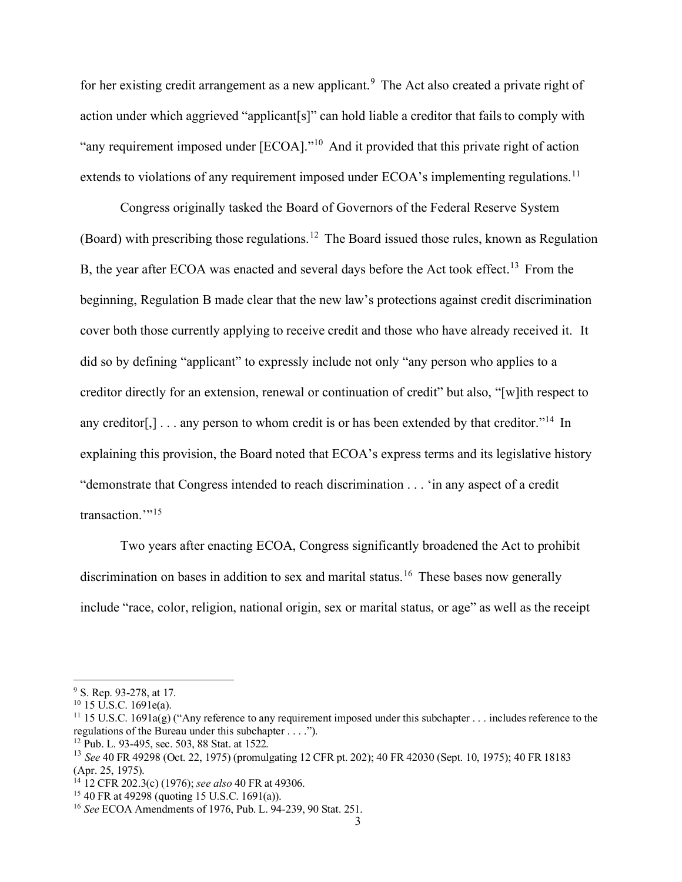for her existing credit arrangement as a new applicant.[9] The Act also created a private right of action under which aggrieved "applicant[s]" can hold liable a creditor that fails to comply with "any requirement imposed under [ECOA]."[10] And it provided that this private right of action extends to violations of any requirement imposed under ECOA's implementing regulations.[11]

Congress originally tasked the Board of Governors of the Federal Reserve System (Board) with prescribing those regulations.[12] The Board issued those rules, known as Regulation B, the year after ECOA was enacted and several days before the Act took effect.[13] From the beginning, Regulation B made clear that the new law's protections against credit discrimination cover both those currently applying to receive credit and those who have already received it. It did so by defining "applicant" to expressly include not only "any person who applies to a creditor directly for an extension, renewal or continuation of credit" but also, "[w]ith respect to any creditor[,] . . . any person to whom credit is or has been extended by that creditor."[14] In explaining this provision, the Board noted that ECOA's express terms and its legislative history "demonstrate that Congress intended to reach discrimination . . . 'in any aspect of a credit transaction.'"[15]

Two years after enacting ECOA, Congress significantly broadened the Act to prohibit discrimination on bases in addition to sex and marital status.[16] These bases now generally include "race, color, religion, national origin, sex or marital status, or age" as well as the receipt

---

[9] S. Rep. 93-278, at 17.

[10] 15 U.S.C. 1691e(a).

[11] 15 U.S.C. 1691a(g) ("Any reference to any requirement imposed under this subchapter . . . includes reference to the regulations of the Bureau under this subchapter . . . .").

[12] Pub. L. 93-495, sec. 503, 88 Stat. at 1522.

[13] *See* 40 FR 49298 (Oct. 22, 1975) (promulgating 12 CFR pt. 202); 40 FR 42030 (Sept. 10, 1975); 40 FR 18183 (Apr. 25, 1975).

[14] 12 CFR 202.3(c) (1976); *see also* 40 FR at 49306.

[15] 40 FR at 49298 (quoting 15 U.S.C. 1691(a)).

[16] *See* ECOA Amendments of 1976, Pub. L. 94-239, 90 Stat. 251.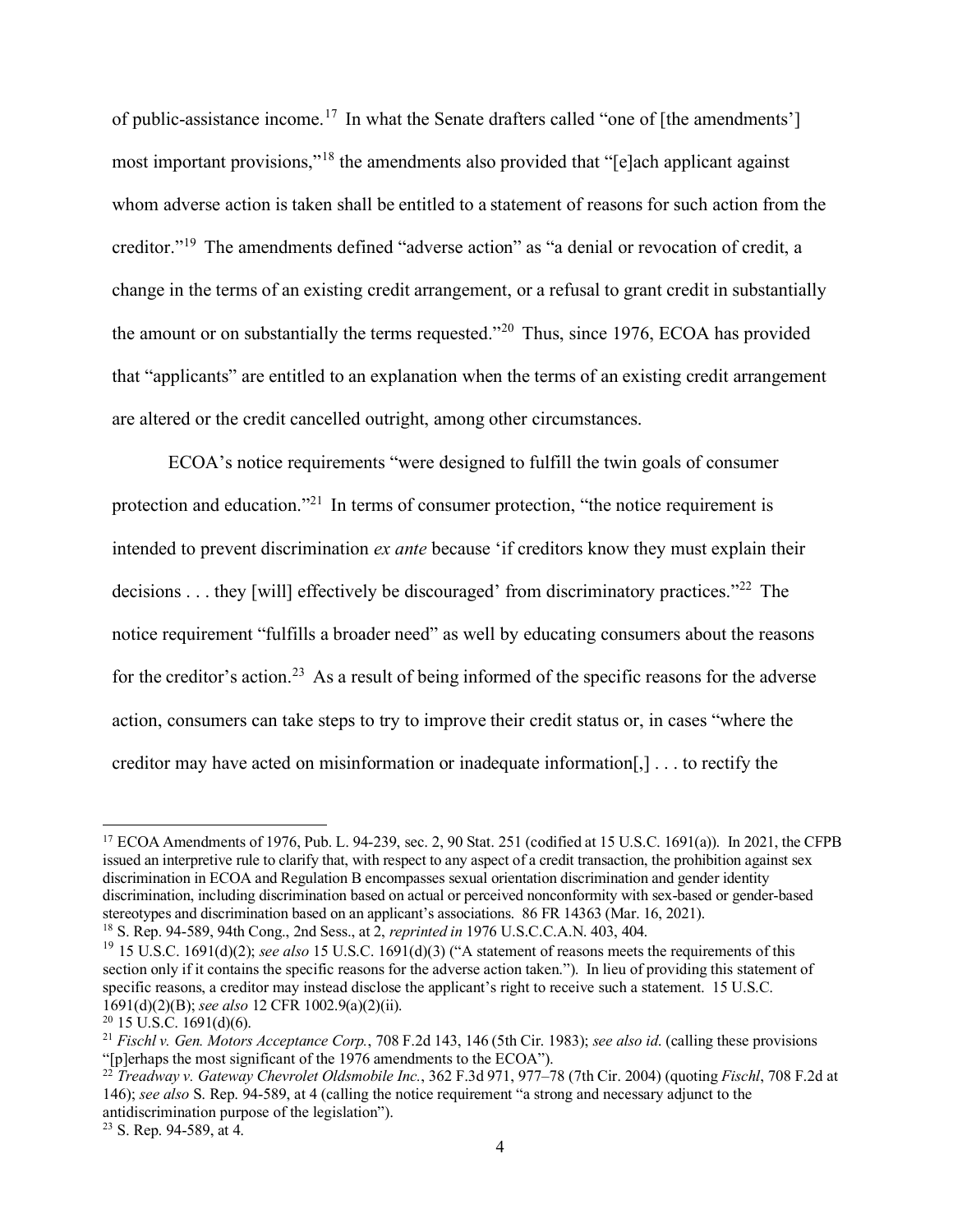of public-assistance income.[17] In what the Senate drafters called "one of [the amendments'] most important provisions,"[18] the amendments also provided that "[e]ach applicant against whom adverse action is taken shall be entitled to a statement of reasons for such action from the creditor."[19] The amendments defined "adverse action" as "a denial or revocation of credit, a change in the terms of an existing credit arrangement, or a refusal to grant credit in substantially the amount or on substantially the terms requested."[20] Thus, since 1976, ECOA has provided that "applicants" are entitled to an explanation when the terms of an existing credit arrangement are altered or the credit cancelled outright, among other circumstances.

ECOA's notice requirements "were designed to fulfill the twin goals of consumer protection and education."[21] In terms of consumer protection, "the notice requirement is intended to prevent discrimination *ex ante* because 'if creditors know they must explain their decisions . . . they [will] effectively be discouraged' from discriminatory practices."[22] The notice requirement "fulfills a broader need" as well by educating consumers about the reasons for the creditor's action.[23] As a result of being informed of the specific reasons for the adverse action, consumers can take steps to try to improve their credit status or, in cases "where the creditor may have acted on misinformation or inadequate information[,] . . . to rectify the

---

[17] ECOA Amendments of 1976, Pub. L. 94-239, sec. 2, 90 Stat. 251 (codified at 15 U.S.C. 1691(a)). In 2021, the CFPB issued an interpretive rule to clarify that, with respect to any aspect of a credit transaction, the prohibition against sex discrimination in ECOA and Regulation B encompasses sexual orientation discrimination and gender identity discrimination, including discrimination based on actual or perceived nonconformity with sex-based or gender-based stereotypes and discrimination based on an applicant's associations. 86 FR 14363 (Mar. 16, 2021).

[18] S. Rep. 94-589, 94th Cong., 2nd Sess., at 2, *reprinted in* 1976 U.S.C.C.A.N. 403, 404.

[19] 15 U.S.C. 1691(d)(2); *see also* 15 U.S.C. 1691(d)(3) ("A statement of reasons meets the requirements of this section only if it contains the specific reasons for the adverse action taken."). In lieu of providing this statement of specific reasons, a creditor may instead disclose the applicant's right to receive such a statement. 15 U.S.C. 1691(d)(2)(B); *see also* 12 CFR 1002.9(a)(2)(ii).

[20] 15 U.S.C. 1691(d)(6).

[21] *Fischl v. Gen. Motors Acceptance Corp.*, 708 F.2d 143, 146 (5th Cir. 1983); *see also id*. (calling these provisions "[p]erhaps the most significant of the 1976 amendments to the ECOA").

[22] *Treadway v. Gateway Chevrolet Oldsmobile Inc.*, 362 F.3d 971, 977–78 (7th Cir. 2004) (quoting *Fischl*, 708 F.2d at 146); *see also* S. Rep. 94-589, at 4 (calling the notice requirement "a strong and necessary adjunct to the antidiscrimination purpose of the legislation").

[23] S. Rep. 94-589, at 4.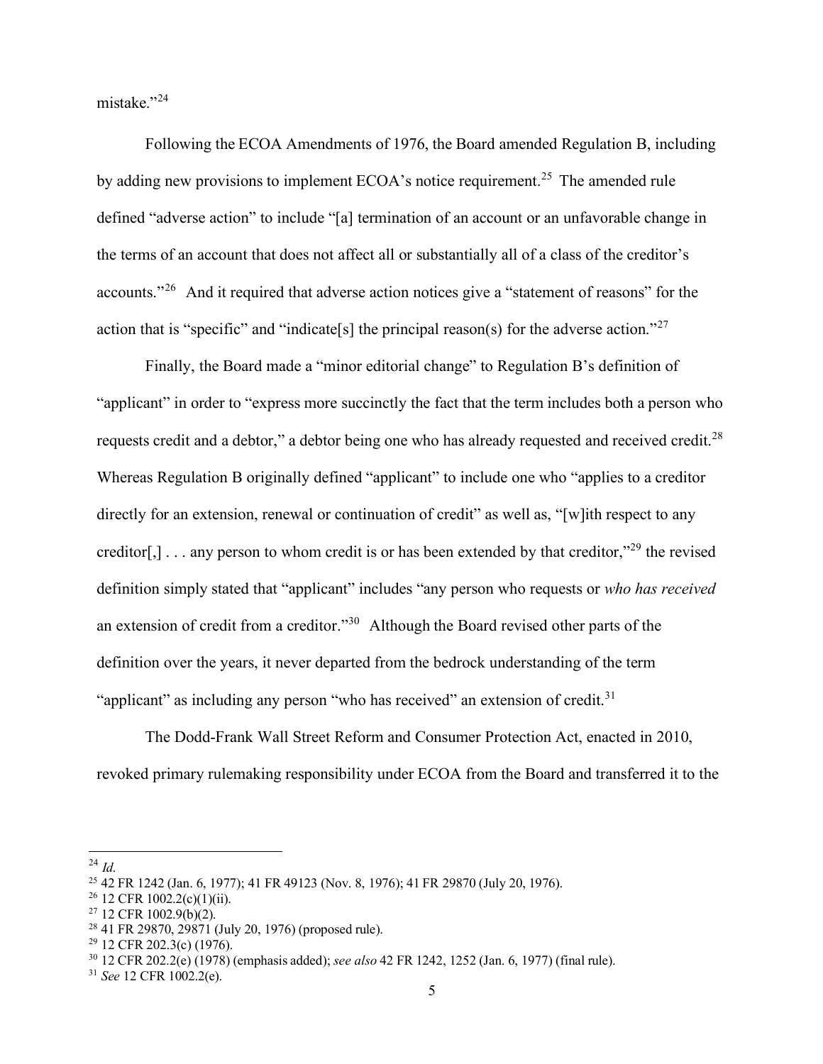mistake."[24]

Following the ECOA Amendments of 1976, the Board amended Regulation B, including by adding new provisions to implement ECOA's notice requirement.[25] The amended rule defined "adverse action" to include "[a] termination of an account or an unfavorable change in the terms of an account that does not affect all or substantially all of a class of the creditor's accounts."[26] And it required that adverse action notices give a "statement of reasons" for the action that is "specific" and "indicate[s] the principal reason(s) for the adverse action."[27]

Finally, the Board made a "minor editorial change" to Regulation B's definition of "applicant" in order to "express more succinctly the fact that the term includes both a person who requests credit and a debtor," a debtor being one who has already requested and received credit.[28] Whereas Regulation B originally defined "applicant" to include one who "applies to a creditor directly for an extension, renewal or continuation of credit" as well as, "[w]ith respect to any creditor[,] . . . any person to whom credit is or has been extended by that creditor,"[29] the revised definition simply stated that "applicant" includes "any person who requests or *who has received* an extension of credit from a creditor."[30] Although the Board revised other parts of the definition over the years, it never departed from the bedrock understanding of the term "applicant" as including any person "who has received" an extension of credit.[31]

The Dodd-Frank Wall Street Reform and Consumer Protection Act, enacted in 2010, revoked primary rulemaking responsibility under ECOA from the Board and transferred it to the

---

[24] *Id.*

[25] 42 FR 1242 (Jan. 6, 1977); 41 FR 49123 (Nov. 8, 1976); 41 FR 29870 (July 20, 1976).

[26] 12 CFR 1002.2(c)(1)(ii).

[27] 12 CFR 1002.9(b)(2).

[28] 41 FR 29870, 29871 (July 20, 1976) (proposed rule).

[29] 12 CFR 202.3(c) (1976).

[30] 12 CFR 202.2(e) (1978) (emphasis added); *see also* 42 FR 1242, 1252 (Jan. 6, 1977) (final rule).

[31] *See* 12 CFR 1002.2(e).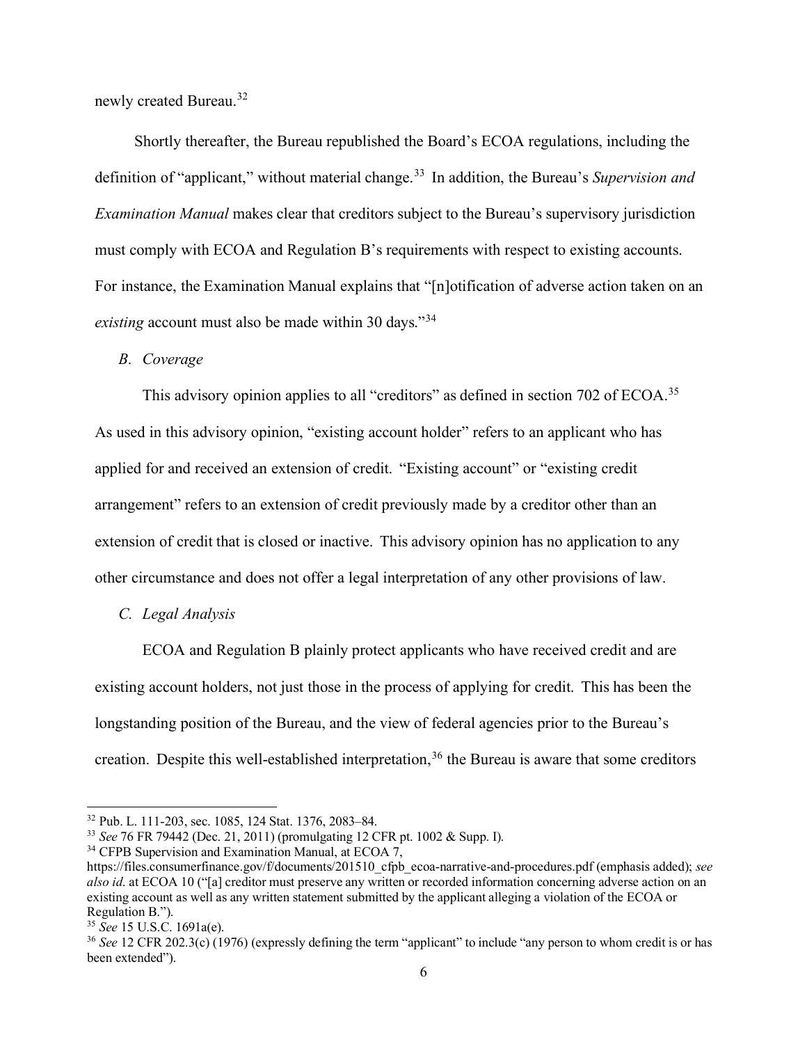newly created Bureau.[32]

Shortly thereafter, the Bureau republished the Board's ECOA regulations, including the definition of "applicant," without material change.[33] In addition, the Bureau's *Supervision and Examination Manual* makes clear that creditors subject to the Bureau's supervisory jurisdiction must comply with ECOA and Regulation B's requirements with respect to existing accounts. For instance, the Examination Manual explains that "[n]otification of adverse action taken on an *existing* account must also be made within 30 days."[34]

### *B. Coverage*

This advisory opinion applies to all "creditors" as defined in section 702 of ECOA.[35] As used in this advisory opinion, "existing account holder" refers to an applicant who has applied for and received an extension of credit. "Existing account" or "existing credit arrangement" refers to an extension of credit previously made by a creditor other than an extension of credit that is closed or inactive. This advisory opinion has no application to any other circumstance and does not offer a legal interpretation of any other provisions of law.

### *C. Legal Analysis*

ECOA and Regulation B plainly protect applicants who have received credit and are existing account holders, not just those in the process of applying for credit. This has been the longstanding position of the Bureau, and the view of federal agencies prior to the Bureau's creation. Despite this well-established interpretation,[36] the Bureau is aware that some creditors

---

[32] Pub. L. 111-203, sec. 1085, 124 Stat. 1376, 2083–84.

[33] *See* 76 FR 79442 (Dec. 21, 2011) (promulgating 12 CFR pt. 1002 & Supp. I).

[34] CFPB Supervision and Examination Manual, at ECOA 7, https://files.consumerfinance.gov/f/documents/201510_cfpb_ecoa-narrative-and-procedures.pdf (emphasis added); *see also id.* at ECOA 10 ("[a] creditor must preserve any written or recorded information concerning adverse action on an existing account as well as any written statement submitted by the applicant alleging a violation of the ECOA or Regulation B.").

[35] *See* 15 U.S.C. 1691a(e).

[36] *See* 12 CFR 202.3(c) (1976) (expressly defining the term "applicant" to include "any person to whom credit is or has been extended").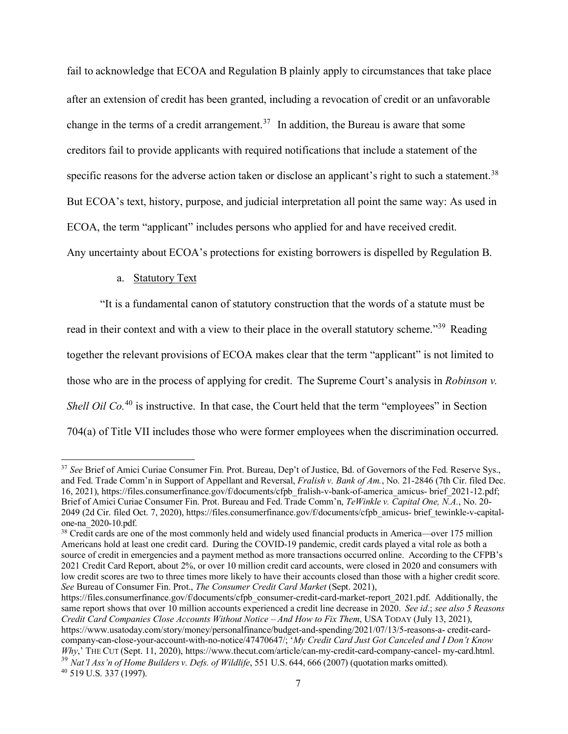fail to acknowledge that ECOA and Regulation B plainly apply to circumstances that take place after an extension of credit has been granted, including a revocation of credit or an unfavorable change in the terms of a credit arrangement.[37] In addition, the Bureau is aware that some creditors fail to provide applicants with required notifications that include a statement of the specific reasons for the adverse action taken or disclose an applicant's right to such a statement.[38] But ECOA's text, history, purpose, and judicial interpretation all point the same way: As used in ECOA, the term "applicant" includes persons who applied for and have received credit. Any uncertainty about ECOA's protections for existing borrowers is dispelled by Regulation B.

a. Statutory Text

"It is a fundamental canon of statutory construction that the words of a statute must be read in their context and with a view to their place in the overall statutory scheme."[39] Reading together the relevant provisions of ECOA makes clear that the term "applicant" is not limited to those who are in the process of applying for credit. The Supreme Court's analysis in *Robinson v. Shell Oil Co.*[40] is instructive. In that case, the Court held that the term "employees" in Section 704(a) of Title VII includes those who were former employees when the discrimination occurred.

---

[37] *See* Brief of Amici Curiae Consumer Fin. Prot. Bureau, Dep't of Justice, Bd. of Governors of the Fed. Reserve Sys., and Fed. Trade Comm'n in Support of Appellant and Reversal, *Fralish v. Bank of Am.*, No. 21-2846 (7th Cir. filed Dec. 16, 2021), https://files.consumerfinance.gov/f/documents/cfpb_fralish-v-bank-of-america_amicus- brief_2021-12.pdf; Brief of Amici Curiae Consumer Fin. Prot. Bureau and Fed. Trade Comm'n, *TeWinkle v. Capital One, N.A.*, No. 20-2049 (2d Cir. filed Oct. 7, 2020), https://files.consumerfinance.gov/f/documents/cfpb_amicus- brief_tewinkle-v-capital-one-na_2020-10.pdf.

[38] Credit cards are one of the most commonly held and widely used financial products in America—over 175 million Americans hold at least one credit card. During the COVID-19 pandemic, credit cards played a vital role as both a source of credit in emergencies and a payment method as more transactions occurred online. According to the CFPB's 2021 Credit Card Report, about 2%, or over 10 million credit card accounts, were closed in 2020 and consumers with low credit scores are two to three times more likely to have their accounts closed than those with a higher credit score. *See* Bureau of Consumer Fin. Prot., *The Consumer Credit Card Market* (Sept. 2021), https://files.consumerfinance.gov/f/documents/cfpb_consumer-credit-card-market-report_2021.pdf. Additionally, the same report shows that over 10 million accounts experienced a credit line decrease in 2020. *See id*.; *see also 5 Reasons Credit Card Companies Close Accounts Without Notice – And How to Fix Them*, USA TODAY (July 13, 2021), https://www.usatoday.com/story/money/personalfinance/budget-and-spending/2021/07/13/5-reasons-a- credit-card-company-can-close-your-account-with-no-notice/47470647/; '*My Credit Card Just Got Canceled and I Don't Know Why*,' THE CUT (Sept. 11, 2020), https://www.thecut.com/article/can-my-credit-card-company-cancel- my-card.html.

[39] *Nat'l Ass'n of Home Builders v. Defs. of Wildlife*, 551 U.S. 644, 666 (2007) (quotation marks omitted).

[40] 519 U.S. 337 (1997).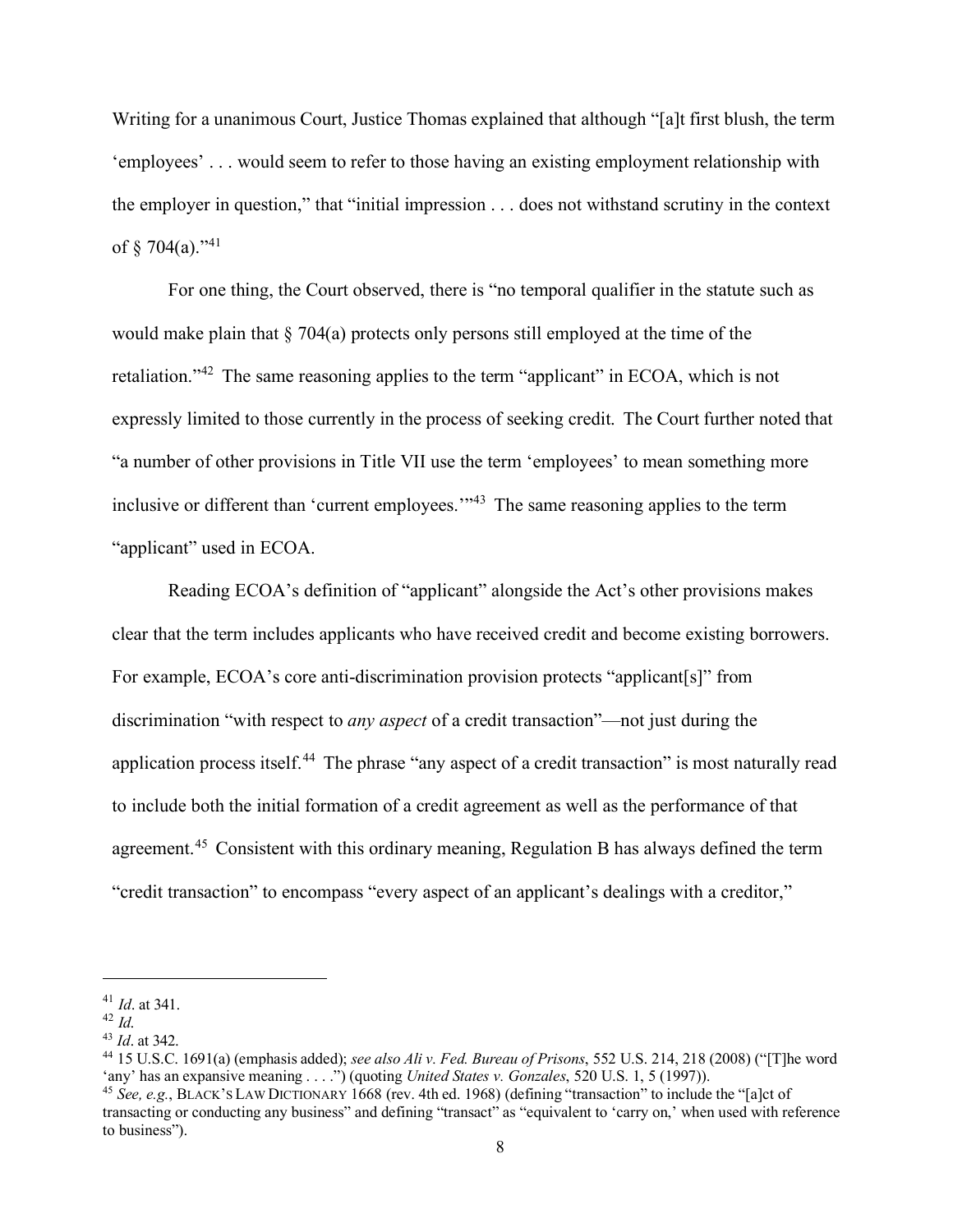Writing for a unanimous Court, Justice Thomas explained that although "[a]t first blush, the term 'employees' . . . would seem to refer to those having an existing employment relationship with the employer in question," that "initial impression . . . does not withstand scrutiny in the context of § 704(a)."[41]

For one thing, the Court observed, there is "no temporal qualifier in the statute such as would make plain that § 704(a) protects only persons still employed at the time of the retaliation."[42] The same reasoning applies to the term "applicant" in ECOA, which is not expressly limited to those currently in the process of seeking credit. The Court further noted that "a number of other provisions in Title VII use the term 'employees' to mean something more inclusive or different than 'current employees.'"[43] The same reasoning applies to the term "applicant" used in ECOA.

Reading ECOA's definition of "applicant" alongside the Act's other provisions makes clear that the term includes applicants who have received credit and become existing borrowers. For example, ECOA's core anti-discrimination provision protects "applicant[s]" from discrimination "with respect to *any aspect* of a credit transaction"—not just during the application process itself.[44] The phrase "any aspect of a credit transaction" is most naturally read to include both the initial formation of a credit agreement as well as the performance of that agreement.[45] Consistent with this ordinary meaning, Regulation B has always defined the term "credit transaction" to encompass "every aspect of an applicant's dealings with a creditor,"

---

[41] *Id*. at 341.

[42] *Id.*

[43] *Id*. at 342.

[44] 15 U.S.C. 1691(a) (emphasis added); *see also Ali v. Fed. Bureau of Prisons*, 552 U.S. 214, 218 (2008) ("[T]he word 'any' has an expansive meaning . . . .") (quoting *United States v. Gonzales*, 520 U.S. 1, 5 (1997)).

[45] *See, e.g.*, BLACK'S LAW DICTIONARY 1668 (rev. 4th ed. 1968) (defining "transaction" to include the "[a]ct of transacting or conducting any business" and defining "transact" as "equivalent to 'carry on,' when used with reference to business").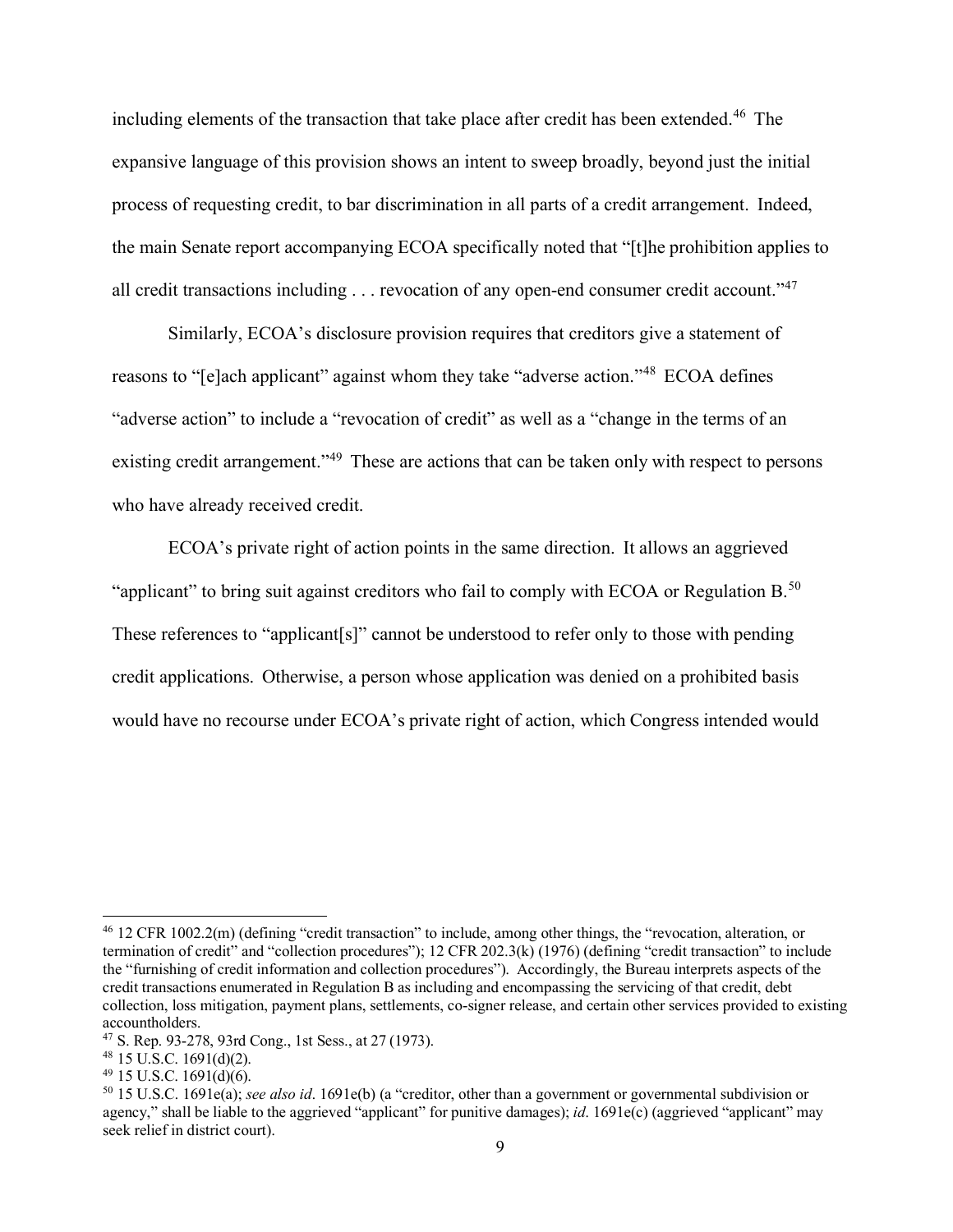including elements of the transaction that take place after credit has been extended.[46] The expansive language of this provision shows an intent to sweep broadly, beyond just the initial process of requesting credit, to bar discrimination in all parts of a credit arrangement. Indeed, the main Senate report accompanying ECOA specifically noted that "[t]he prohibition applies to all credit transactions including . . . revocation of any open-end consumer credit account."[47]

Similarly, ECOA's disclosure provision requires that creditors give a statement of reasons to "[e]ach applicant" against whom they take "adverse action."[48] ECOA defines "adverse action" to include a "revocation of credit" as well as a "change in the terms of an existing credit arrangement."[49] These are actions that can be taken only with respect to persons who have already received credit.

ECOA's private right of action points in the same direction. It allows an aggrieved "applicant" to bring suit against creditors who fail to comply with ECOA or Regulation B.[50] These references to "applicant[s]" cannot be understood to refer only to those with pending credit applications. Otherwise, a person whose application was denied on a prohibited basis would have no recourse under ECOA's private right of action, which Congress intended would

---

[46] 12 CFR 1002.2(m) (defining "credit transaction" to include, among other things, the "revocation, alteration, or termination of credit" and "collection procedures"); 12 CFR 202.3(k) (1976) (defining "credit transaction" to include the "furnishing of credit information and collection procedures"). Accordingly, the Bureau interprets aspects of the credit transactions enumerated in Regulation B as including and encompassing the servicing of that credit, debt collection, loss mitigation, payment plans, settlements, co-signer release, and certain other services provided to existing accountholders.

[47] S. Rep. 93-278, 93rd Cong., 1st Sess., at 27 (1973).

[48] 15 U.S.C. 1691(d)(2).

[49] 15 U.S.C. 1691(d)(6).

[50] 15 U.S.C. 1691e(a); *see also id*. 1691e(b) (a "creditor, other than a government or governmental subdivision or agency," shall be liable to the aggrieved "applicant" for punitive damages); *id*. 1691e(c) (aggrieved "applicant" may seek relief in district court).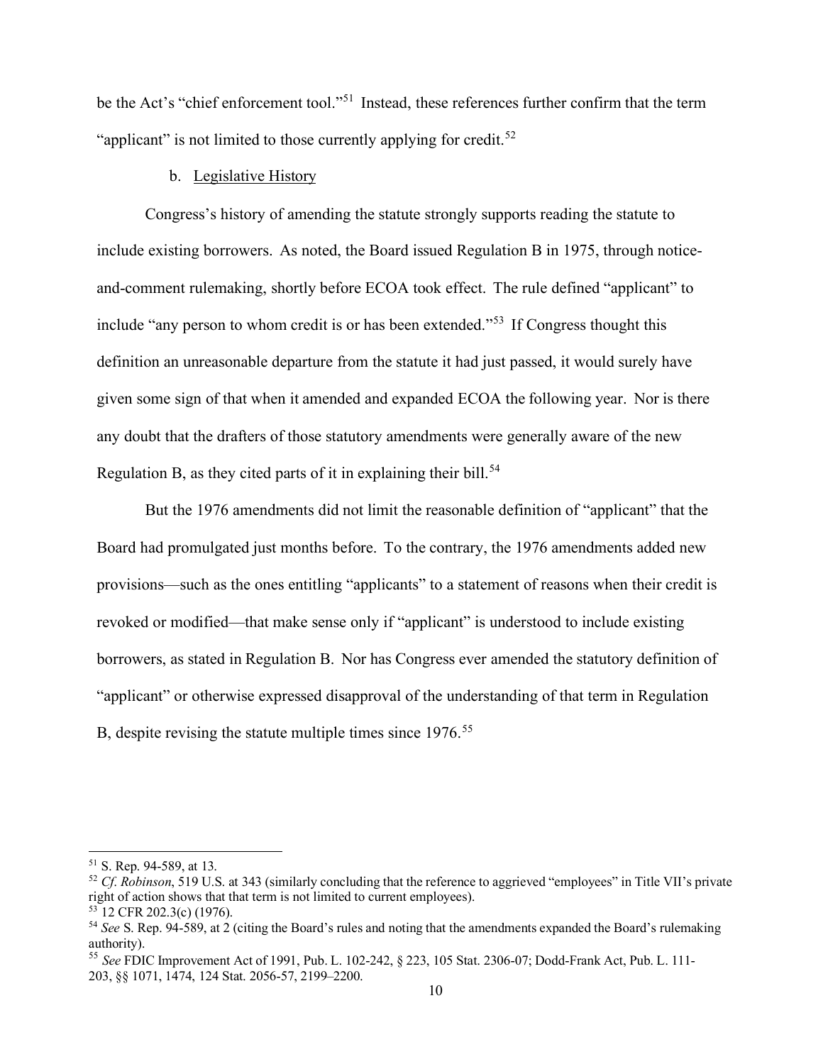be the Act's "chief enforcement tool."[51] Instead, these references further confirm that the term "applicant" is not limited to those currently applying for credit.[52]

b. <u>Legislative History</u>

Congress's history of amending the statute strongly supports reading the statute to include existing borrowers. As noted, the Board issued Regulation B in 1975, through notice-and-comment rulemaking, shortly before ECOA took effect. The rule defined "applicant" to include "any person to whom credit is or has been extended."[53] If Congress thought this definition an unreasonable departure from the statute it had just passed, it would surely have given some sign of that when it amended and expanded ECOA the following year. Nor is there any doubt that the drafters of those statutory amendments were generally aware of the new Regulation B, as they cited parts of it in explaining their bill.[54]

But the 1976 amendments did not limit the reasonable definition of "applicant" that the Board had promulgated just months before. To the contrary, the 1976 amendments added new provisions—such as the ones entitling "applicants" to a statement of reasons when their credit is revoked or modified—that make sense only if "applicant" is understood to include existing borrowers, as stated in Regulation B. Nor has Congress ever amended the statutory definition of "applicant" or otherwise expressed disapproval of the understanding of that term in Regulation B, despite revising the statute multiple times since 1976.[55]

---

[51] S. Rep. 94-589, at 13.

[52] *Cf. Robinson*, 519 U.S. at 343 (similarly concluding that the reference to aggrieved "employees" in Title VII's private right of action shows that that term is not limited to current employees).

[53] 12 CFR 202.3(c) (1976).

[54] *See* S. Rep. 94-589, at 2 (citing the Board's rules and noting that the amendments expanded the Board's rulemaking authority).

[55] *See* FDIC Improvement Act of 1991, Pub. L. 102-242, § 223, 105 Stat. 2306-07; Dodd-Frank Act, Pub. L. 111-203, §§ 1071, 1474, 124 Stat. 2056-57, 2199–2200.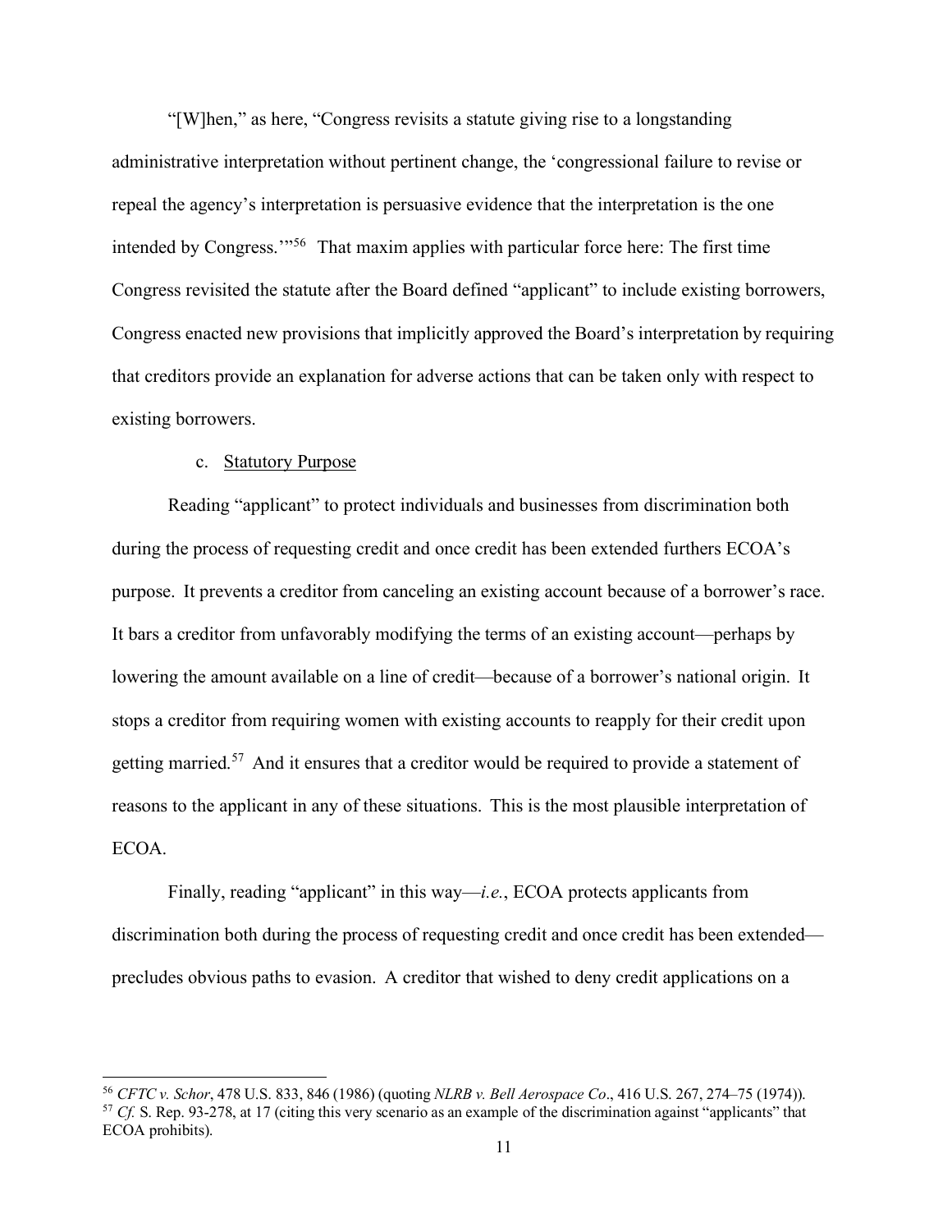"[W]hen," as here, "Congress revisits a statute giving rise to a longstanding administrative interpretation without pertinent change, the 'congressional failure to revise or repeal the agency's interpretation is persuasive evidence that the interpretation is the one intended by Congress.'"[56] That maxim applies with particular force here: The first time Congress revisited the statute after the Board defined "applicant" to include existing borrowers, Congress enacted new provisions that implicitly approved the Board's interpretation by requiring that creditors provide an explanation for adverse actions that can be taken only with respect to existing borrowers.

c. Statutory Purpose

Reading "applicant" to protect individuals and businesses from discrimination both during the process of requesting credit and once credit has been extended furthers ECOA's purpose. It prevents a creditor from canceling an existing account because of a borrower's race. It bars a creditor from unfavorably modifying the terms of an existing account—perhaps by lowering the amount available on a line of credit—because of a borrower's national origin. It stops a creditor from requiring women with existing accounts to reapply for their credit upon getting married.[57] And it ensures that a creditor would be required to provide a statement of reasons to the applicant in any of these situations. This is the most plausible interpretation of ECOA.

Finally, reading "applicant" in this way—*i.e.*, ECOA protects applicants from discrimination both during the process of requesting credit and once credit has been extended—precludes obvious paths to evasion. A creditor that wished to deny credit applications on a

---

[56] *CFTC v. Schor*, 478 U.S. 833, 846 (1986) (quoting *NLRB v. Bell Aerospace Co*., 416 U.S. 267, 274–75 (1974)).

[57] *Cf.* S. Rep. 93-278, at 17 (citing this very scenario as an example of the discrimination against "applicants" that ECOA prohibits).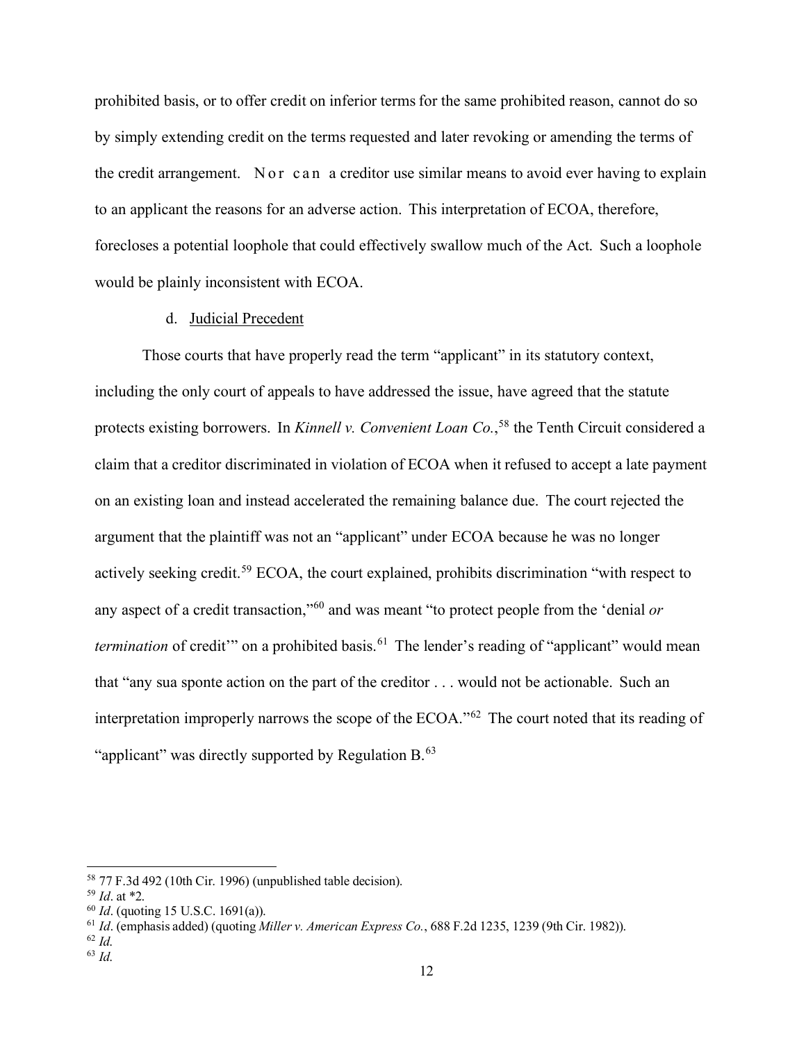prohibited basis, or to offer credit on inferior terms for the same prohibited reason, cannot do so by simply extending credit on the terms requested and later revoking or amending the terms of the credit arrangement. Nor can a creditor use similar means to avoid ever having to explain to an applicant the reasons for an adverse action. This interpretation of ECOA, therefore, forecloses a potential loophole that could effectively swallow much of the Act. Such a loophole would be plainly inconsistent with ECOA.

d. Judicial Precedent

Those courts that have properly read the term "applicant" in its statutory context, including the only court of appeals to have addressed the issue, have agreed that the statute protects existing borrowers. In *Kinnell v. Convenient Loan Co.*,[58] the Tenth Circuit considered a claim that a creditor discriminated in violation of ECOA when it refused to accept a late payment on an existing loan and instead accelerated the remaining balance due. The court rejected the argument that the plaintiff was not an "applicant" under ECOA because he was no longer actively seeking credit.[59] ECOA, the court explained, prohibits discrimination "with respect to any aspect of a credit transaction,"[60] and was meant "to protect people from the 'denial *or termination* of credit'" on a prohibited basis.[61] The lender's reading of "applicant" would mean that "any sua sponte action on the part of the creditor . . . would not be actionable. Such an interpretation improperly narrows the scope of the ECOA."[62] The court noted that its reading of "applicant" was directly supported by Regulation B.[63]

---

[58] 77 F.3d 492 (10th Cir. 1996) (unpublished table decision).

[59] *Id*. at *2.

[60] *Id*. (quoting 15 U.S.C. 1691(a)).

[61] *Id*. (emphasis added) (quoting *Miller v. American Express Co.*, 688 F.2d 1235, 1239 (9th Cir. 1982)).

[62] *Id.*

[63] *Id.*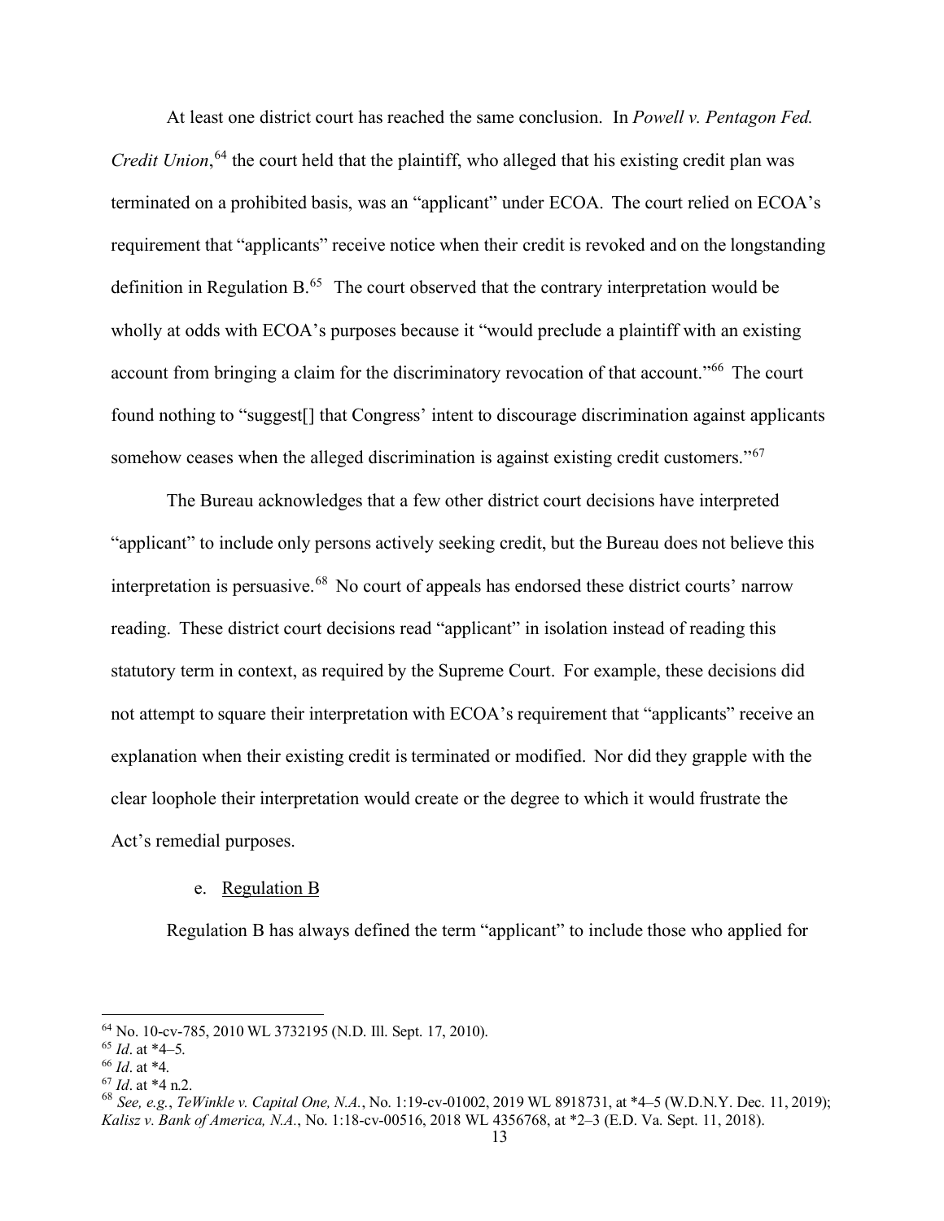At least one district court has reached the same conclusion. In *Powell v. Pentagon Fed. Credit Union*,[64] the court held that the plaintiff, who alleged that his existing credit plan was terminated on a prohibited basis, was an "applicant" under ECOA. The court relied on ECOA's requirement that "applicants" receive notice when their credit is revoked and on the longstanding definition in Regulation B.[65] The court observed that the contrary interpretation would be wholly at odds with ECOA's purposes because it "would preclude a plaintiff with an existing account from bringing a claim for the discriminatory revocation of that account."[66] The court found nothing to "suggest[] that Congress' intent to discourage discrimination against applicants somehow ceases when the alleged discrimination is against existing credit customers."[67]

The Bureau acknowledges that a few other district court decisions have interpreted "applicant" to include only persons actively seeking credit, but the Bureau does not believe this interpretation is persuasive.[68] No court of appeals has endorsed these district courts' narrow reading. These district court decisions read "applicant" in isolation instead of reading this statutory term in context, as required by the Supreme Court. For example, these decisions did not attempt to square their interpretation with ECOA's requirement that "applicants" receive an explanation when their existing credit is terminated or modified. Nor did they grapple with the clear loophole their interpretation would create or the degree to which it would frustrate the Act's remedial purposes.

e. Regulation B

Regulation B has always defined the term "applicant" to include those who applied for

---

[64] No. 10-cv-785, 2010 WL 3732195 (N.D. Ill. Sept. 17, 2010).

[65] *Id*. at *4–5.

[66] *Id*. at *4.

[67] *Id*. at *4 n.2.

[68] *See, e.g.*, *TeWinkle v. Capital One, N.A.*, No. 1:19-cv-01002, 2019 WL 8918731, at *4–5 (W.D.N.Y. Dec. 11, 2019); *Kalisz v. Bank of America, N.A.*, No. 1:18-cv-00516, 2018 WL 4356768, at *2–3 (E.D. Va. Sept. 11, 2018).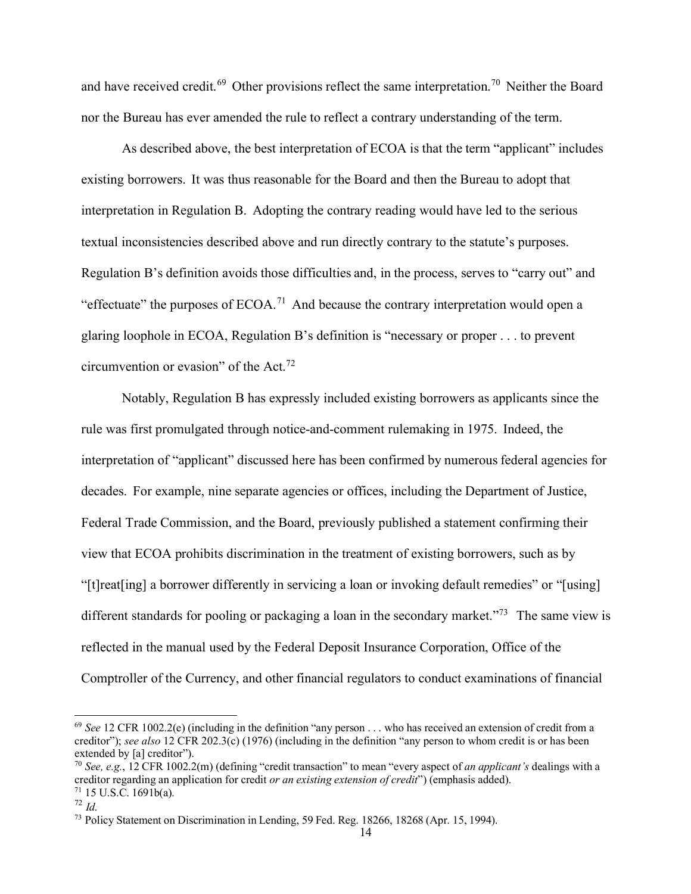and have received credit.[69] Other provisions reflect the same interpretation.[70] Neither the Board nor the Bureau has ever amended the rule to reflect a contrary understanding of the term.

As described above, the best interpretation of ECOA is that the term "applicant" includes existing borrowers. It was thus reasonable for the Board and then the Bureau to adopt that interpretation in Regulation B. Adopting the contrary reading would have led to the serious textual inconsistencies described above and run directly contrary to the statute's purposes. Regulation B's definition avoids those difficulties and, in the process, serves to "carry out" and "effectuate" the purposes of ECOA.[71] And because the contrary interpretation would open a glaring loophole in ECOA, Regulation B's definition is "necessary or proper . . . to prevent circumvention or evasion" of the Act.[72]

Notably, Regulation B has expressly included existing borrowers as applicants since the rule was first promulgated through notice-and-comment rulemaking in 1975. Indeed, the interpretation of "applicant" discussed here has been confirmed by numerous federal agencies for decades. For example, nine separate agencies or offices, including the Department of Justice, Federal Trade Commission, and the Board, previously published a statement confirming their view that ECOA prohibits discrimination in the treatment of existing borrowers, such as by "[t]reat[ing] a borrower differently in servicing a loan or invoking default remedies" or "[using] different standards for pooling or packaging a loan in the secondary market."[73] The same view is reflected in the manual used by the Federal Deposit Insurance Corporation, Office of the Comptroller of the Currency, and other financial regulators to conduct examinations of financial

---

[69] *See* 12 CFR 1002.2(e) (including in the definition "any person . . . who has received an extension of credit from a creditor"); *see also* 12 CFR 202.3(c) (1976) (including in the definition "any person to whom credit is or has been extended by [a] creditor").

[70] *See, e.g.*, 12 CFR 1002.2(m) (defining "credit transaction" to mean "every aspect of *an applicant's* dealings with a creditor regarding an application for credit *or an existing extension of credit*") (emphasis added).

[71] 15 U.S.C. 1691b(a).

[72] *Id.*

[73] Policy Statement on Discrimination in Lending, 59 Fed. Reg. 18266, 18268 (Apr. 15, 1994).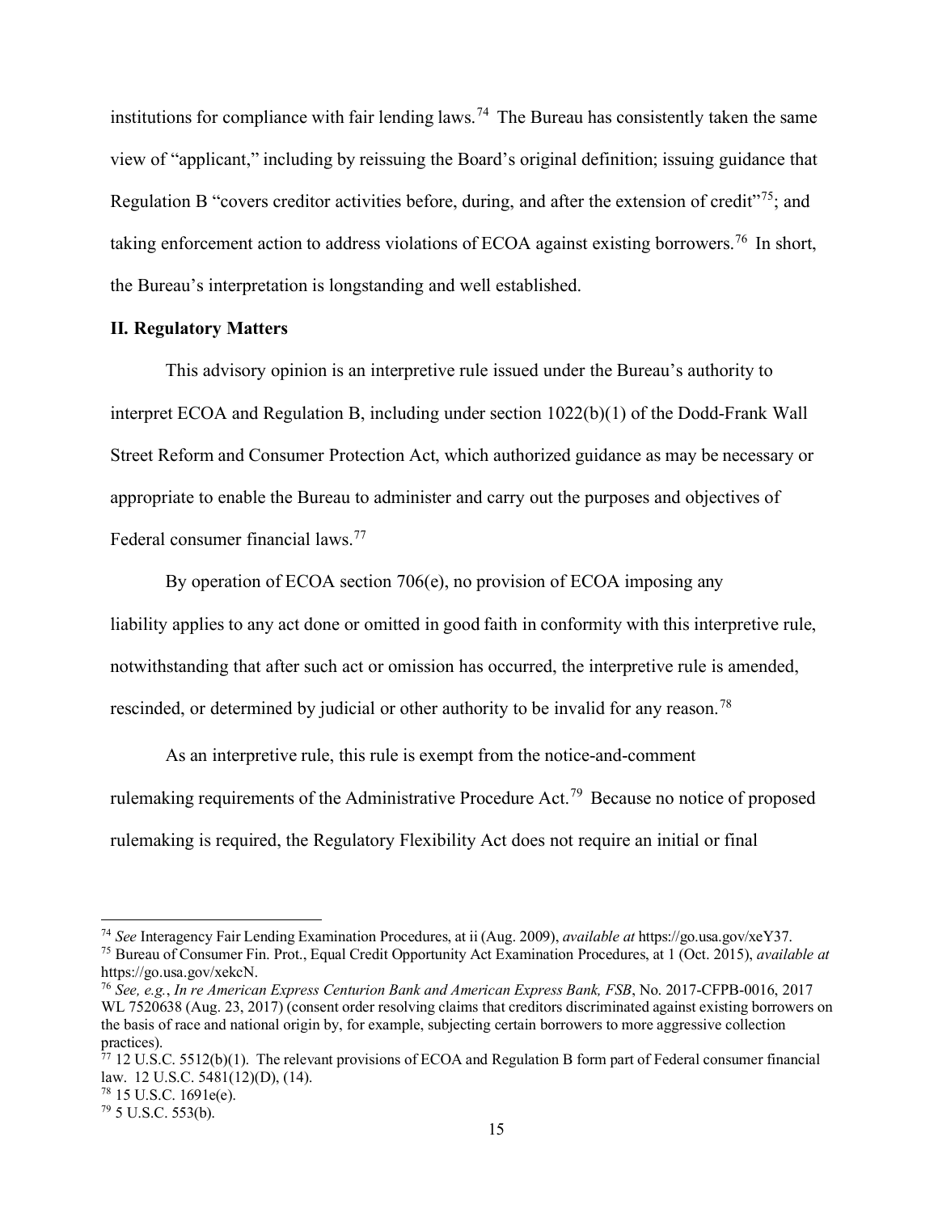institutions for compliance with fair lending laws.[74] The Bureau has consistently taken the same view of "applicant," including by reissuing the Board's original definition; issuing guidance that Regulation B "covers creditor activities before, during, and after the extension of credit"[75]; and taking enforcement action to address violations of ECOA against existing borrowers.[76] In short, the Bureau's interpretation is longstanding and well established.

## II. Regulatory Matters

This advisory opinion is an interpretive rule issued under the Bureau's authority to interpret ECOA and Regulation B, including under section 1022(b)(1) of the Dodd-Frank Wall Street Reform and Consumer Protection Act, which authorized guidance as may be necessary or appropriate to enable the Bureau to administer and carry out the purposes and objectives of Federal consumer financial laws.[77]

By operation of ECOA section 706(e), no provision of ECOA imposing any liability applies to any act done or omitted in good faith in conformity with this interpretive rule, notwithstanding that after such act or omission has occurred, the interpretive rule is amended, rescinded, or determined by judicial or other authority to be invalid for any reason.[78]

As an interpretive rule, this rule is exempt from the notice-and-comment rulemaking requirements of the Administrative Procedure Act.[79] Because no notice of proposed rulemaking is required, the Regulatory Flexibility Act does not require an initial or final

---

[74] *See* Interagency Fair Lending Examination Procedures, at ii (Aug. 2009), *available at* https://go.usa.gov/xeY37.

[75] Bureau of Consumer Fin. Prot., Equal Credit Opportunity Act Examination Procedures, at 1 (Oct. 2015), *available at* https://go.usa.gov/xekcN.

[76] *See, e.g.*, *In re American Express Centurion Bank and American Express Bank, FSB*, No. 2017-CFPB-0016, 2017 WL 7520638 (Aug. 23, 2017) (consent order resolving claims that creditors discriminated against existing borrowers on the basis of race and national origin by, for example, subjecting certain borrowers to more aggressive collection practices).

[77] 12 U.S.C. 5512(b)(1). The relevant provisions of ECOA and Regulation B form part of Federal consumer financial law. 12 U.S.C. 5481(12)(D), (14).

[78] 15 U.S.C. 1691e(e).

[79] 5 U.S.C. 553(b).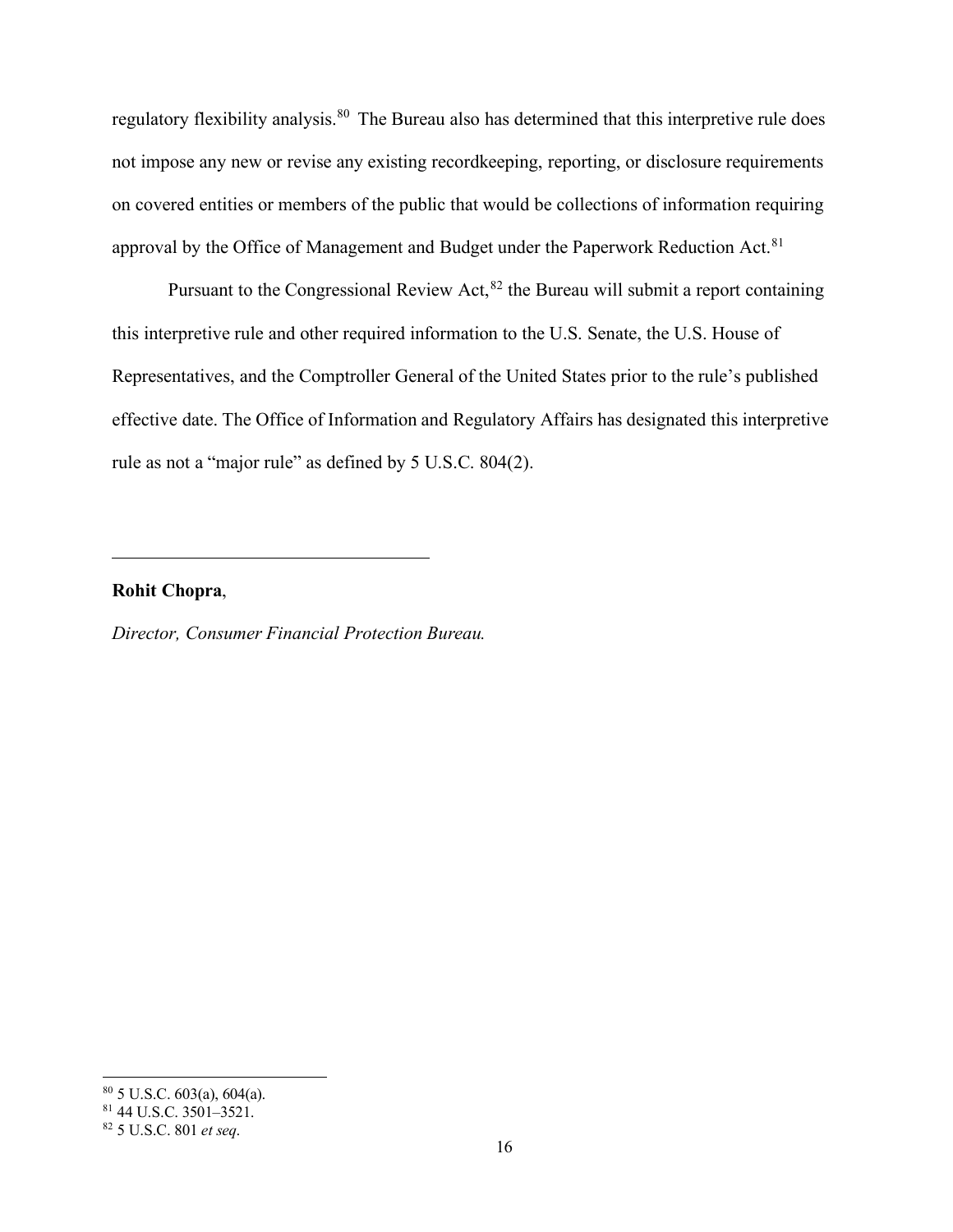regulatory flexibility analysis.[80] The Bureau also has determined that this interpretive rule does not impose any new or revise any existing recordkeeping, reporting, or disclosure requirements on covered entities or members of the public that would be collections of information requiring approval by the Office of Management and Budget under the Paperwork Reduction Act.[81]

Pursuant to the Congressional Review Act,[82] the Bureau will submit a report containing this interpretive rule and other required information to the U.S. Senate, the U.S. House of Representatives, and the Comptroller General of the United States prior to the rule's published effective date. The Office of Information and Regulatory Affairs has designated this interpretive rule as not a "major rule" as defined by 5 U.S.C. 804(2).

______________________________

**Rohit Chopra**,

*Director, Consumer Financial Protection Bureau.*

---

[80] 5 U.S.C. 603(a), 604(a).

[81] 44 U.S.C. 3501–3521.

[82] 5 U.S.C. 801 *et seq*.